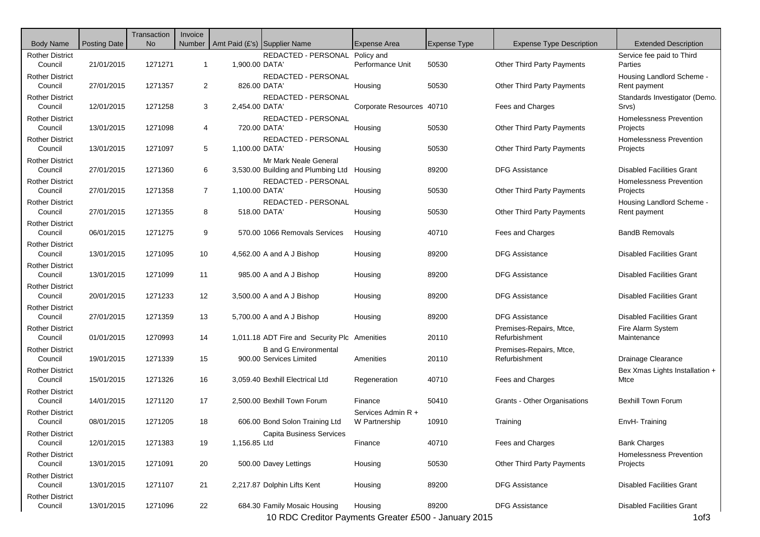| Body Name | Posting Date | Transaction No | Invoice Number | Amt Paid (£'s) | Supplier Name | Expense Area | Expense Type | Expense Type Description | Extended Description |
|---|---|---|---|---|---|---|---|---|---|
| Rother District Council | 21/01/2015 | 1271271 | 1 | 1,900.00 | REDACTED - PERSONAL DATA' | Policy and Performance Unit | 50530 | Other Third Party Payments | Service fee paid to Third Parties |
| Rother District Council | 27/01/2015 | 1271357 | 2 | 826.00 | REDACTED - PERSONAL DATA' | Housing | 50530 | Other Third Party Payments | Housing Landlord Scheme - Rent payment |
| Rother District Council | 12/01/2015 | 1271258 | 3 | 2,454.00 | REDACTED - PERSONAL DATA' | Corporate Resources | 40710 | Fees and Charges | Standards Investigator (Demo. Srvs) |
| Rother District Council | 13/01/2015 | 1271098 | 4 | 720.00 | REDACTED - PERSONAL DATA' | Housing | 50530 | Other Third Party Payments | Homelessness Prevention Projects |
| Rother District Council | 13/01/2015 | 1271097 | 5 | 1,100.00 | REDACTED - PERSONAL DATA' | Housing | 50530 | Other Third Party Payments | Homelessness Prevention Projects |
| Rother District Council | 27/01/2015 | 1271360 | 6 | 3,530.00 | Mr Mark Neale General Building and Plumbing Ltd | Housing | 89200 | DFG Assistance | Disabled Facilities Grant |
| Rother District Council | 27/01/2015 | 1271358 | 7 | 1,100.00 | REDACTED - PERSONAL DATA' | Housing | 50530 | Other Third Party Payments | Homelessness Prevention Projects |
| Rother District Council | 27/01/2015 | 1271355 | 8 | 518.00 | REDACTED - PERSONAL DATA' | Housing | 50530 | Other Third Party Payments | Housing Landlord Scheme - Rent payment |
| Rother District Council | 06/01/2015 | 1271275 | 9 | 570.00 | 1066 Removals Services | Housing | 40710 | Fees and Charges | BandB Removals |
| Rother District Council | 13/01/2015 | 1271095 | 10 | 4,562.00 | A and A J Bishop | Housing | 89200 | DFG Assistance | Disabled Facilities Grant |
| Rother District Council | 13/01/2015 | 1271099 | 11 | 985.00 | A and A J Bishop | Housing | 89200 | DFG Assistance | Disabled Facilities Grant |
| Rother District Council | 20/01/2015 | 1271233 | 12 | 3,500.00 | A and A J Bishop | Housing | 89200 | DFG Assistance | Disabled Facilities Grant |
| Rother District Council | 27/01/2015 | 1271359 | 13 | 5,700.00 | A and A J Bishop | Housing | 89200 | DFG Assistance | Disabled Facilities Grant |
| Rother District Council | 01/01/2015 | 1270993 | 14 | 1,011.18 | ADT Fire and Security Plc | Amenities | 20110 | Premises-Repairs, Mtce, Refurbishment | Fire Alarm System Maintenance |
| Rother District Council | 19/01/2015 | 1271339 | 15 | 900.00 | B and G Environmental Services Limited | Amenities | 20110 | Premises-Repairs, Mtce, Refurbishment | Drainage Clearance |
| Rother District Council | 15/01/2015 | 1271326 | 16 | 3,059.40 | Bexhill Electrical Ltd | Regeneration | 40710 | Fees and Charges | Bex Xmas Lights Installation + Mtce |
| Rother District Council | 14/01/2015 | 1271120 | 17 | 2,500.00 | Bexhill Town Forum | Finance | 50410 | Grants - Other Organisations | Bexhill Town Forum |
| Rother District Council | 08/01/2015 | 1271205 | 18 | 606.00 | Bond Solon Training Ltd | Services Admin R + W Partnership | 10910 | Training | EnvH- Training |
| Rother District Council | 12/01/2015 | 1271383 | 19 | 1,156.85 | Capita Business Services Ltd | Finance | 40710 | Fees and Charges | Bank Charges |
| Rother District Council | 13/01/2015 | 1271091 | 20 | 500.00 | Davey Lettings | Housing | 50530 | Other Third Party Payments | Homelessness Prevention Projects |
| Rother District Council | 13/01/2015 | 1271107 | 21 | 2,217.87 | Dolphin Lifts Kent | Housing | 89200 | DFG Assistance | Disabled Facilities Grant |
| Rother District Council | 13/01/2015 | 1271096 | 22 | 684.30 | Family Mosaic Housing | Housing | 89200 | DFG Assistance | Disabled Facilities Grant |

10 RDC Creditor Payments Greater £500 - January 2015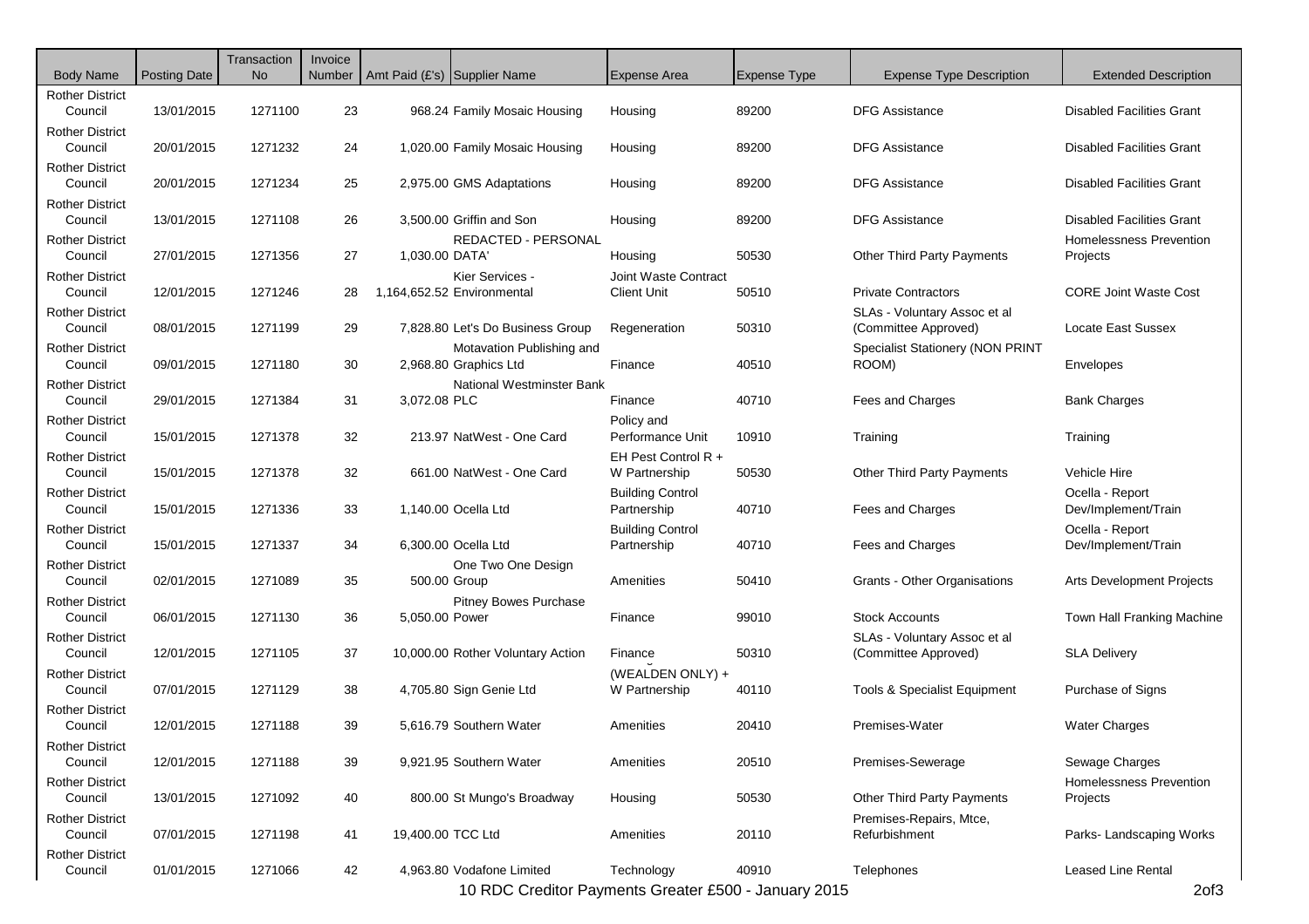| Body Name | Posting Date | Transaction No | Invoice Number | Amt Paid (£'s) | Supplier Name | Expense Area | Expense Type | Expense Type Description | Extended Description |
|---|---|---|---|---|---|---|---|---|---|
| Rother District Council | 13/01/2015 | 1271100 | 23 | 968.24 | Family Mosaic Housing | Housing | 89200 | DFG Assistance | Disabled Facilities Grant |
| Rother District Council | 20/01/2015 | 1271232 | 24 | 1,020.00 | Family Mosaic Housing | Housing | 89200 | DFG Assistance | Disabled Facilities Grant |
| Rother District Council | 20/01/2015 | 1271234 | 25 | 2,975.00 | GMS Adaptations | Housing | 89200 | DFG Assistance | Disabled Facilities Grant |
| Rother District Council | 13/01/2015 | 1271108 | 26 | 3,500.00 | Griffin and Son | Housing | 89200 | DFG Assistance | Disabled Facilities Grant |
| Rother District Council | 27/01/2015 | 1271356 | 27 | 1,030.00 | REDACTED - PERSONAL DATA' | Housing | 50530 | Other Third Party Payments | Homelessness Prevention Projects |
| Rother District Council | 12/01/2015 | 1271246 | 28 | 1,164,652.52 | Kier Services - Environmental | Joint Waste Contract Client Unit | 50510 | Private Contractors | CORE Joint Waste Cost |
| Rother District Council | 08/01/2015 | 1271199 | 29 | 7,828.80 | Let's Do Business Group | Regeneration | 50310 | SLAs - Voluntary Assoc et al (Committee Approved) | Locate East Sussex |
| Rother District Council | 09/01/2015 | 1271180 | 30 | 2,968.80 | Motavation Publishing and Graphics Ltd | Finance | 40510 | Specialist Stationery (NON PRINT ROOM) | Envelopes |
| Rother District Council | 29/01/2015 | 1271384 | 31 | 3,072.08 | National Westminster Bank PLC | Finance | 40710 | Fees and Charges | Bank Charges |
| Rother District Council | 15/01/2015 | 1271378 | 32 | 213.97 | NatWest - One Card | Policy and Performance Unit | 10910 | Training | Training |
| Rother District Council | 15/01/2015 | 1271378 | 32 | 661.00 | NatWest - One Card | EH Pest Control R + W Partnership | 50530 | Other Third Party Payments | Vehicle Hire |
| Rother District Council | 15/01/2015 | 1271336 | 33 | 1,140.00 | Ocella Ltd | Building Control Partnership | 40710 | Fees and Charges | Ocella - Report Dev/Implement/Train |
| Rother District Council | 15/01/2015 | 1271337 | 34 | 6,300.00 | Ocella Ltd | Building Control Partnership | 40710 | Fees and Charges | Ocella - Report Dev/Implement/Train |
| Rother District Council | 02/01/2015 | 1271089 | 35 | 500.00 | One Two One Design Group | Amenities | 50410 | Grants - Other Organisations | Arts Development Projects |
| Rother District Council | 06/01/2015 | 1271130 | 36 | 5,050.00 | Pitney Bowes Purchase Power | Finance | 99010 | Stock Accounts | Town Hall Franking Machine |
| Rother District Council | 12/01/2015 | 1271105 | 37 | 10,000.00 | Rother Voluntary Action | Finance | 50310 | SLAs - Voluntary Assoc et al (Committee Approved) | SLA Delivery |
| Rother District Council | 07/01/2015 | 1271129 | 38 | 4,705.80 | Sign Genie Ltd | (WEALDEN ONLY) + W Partnership | 40110 | Tools & Specialist Equipment | Purchase of Signs |
| Rother District Council | 12/01/2015 | 1271188 | 39 | 5,616.79 | Southern Water | Amenities | 20410 | Premises-Water | Water Charges |
| Rother District Council | 12/01/2015 | 1271188 | 39 | 9,921.95 | Southern Water | Amenities | 20510 | Premises-Sewerage | Sewage Charges |
| Rother District Council | 13/01/2015 | 1271092 | 40 | 800.00 | St Mungo's Broadway | Housing | 50530 | Other Third Party Payments | Homelessness Prevention Projects |
| Rother District Council | 07/01/2015 | 1271198 | 41 | 19,400.00 | TCC Ltd | Amenities | 20110 | Premises-Repairs, Mtce, Refurbishment | Parks- Landscaping Works |
| Rother District Council | 01/01/2015 | 1271066 | 42 | 4,963.80 | Vodafone Limited | Technology | 40910 | Telephones | Leased Line Rental |

10 RDC Creditor Payments Greater £500 - January 2015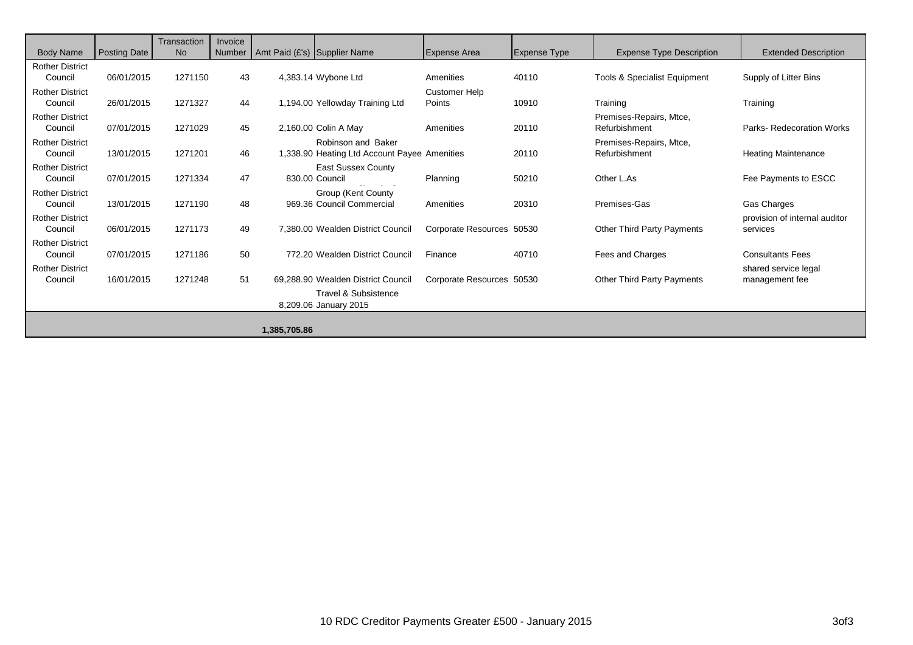| Body Name | Posting Date | Transaction No | Invoice Number | Amt Paid (£'s) | Supplier Name | Expense Area | Expense Type | Expense Type Description | Extended Description |
|---|---|---|---|---|---|---|---|---|---|
| Rother District Council | 06/01/2015 | 1271150 | 43 | 4,383.14 | Wybone Ltd | Amenities | 40110 | Tools & Specialist Equipment | Supply of Litter Bins |
| Rother District Council | 26/01/2015 | 1271327 | 44 | 1,194.00 | Yellowday Training Ltd | Customer Help Points | 10910 | Training | Training |
| Rother District Council | 07/01/2015 | 1271029 | 45 | 2,160.00 | Colin A May | Amenities | 20110 | Premises-Repairs, Mtce, Refurbishment | Parks- Redecoration Works |
| Rother District Council | 13/01/2015 | 1271201 | 46 | 1,338.90 | Robinson and Baker Heating Ltd Account Payee | Amenities | 20110 | Premises-Repairs, Mtce, Refurbishment | Heating Maintenance |
| Rother District Council | 07/01/2015 | 1271334 | 47 | 830.00 | East Sussex County Council | Planning | 50210 | Other L.As | Fee Payments to ESCC |
| Rother District Council | 13/01/2015 | 1271190 | 48 | 969.36 | Group (Kent County Council Commercial | Amenities | 20310 | Premises-Gas | Gas Charges |
| Rother District Council | 06/01/2015 | 1271173 | 49 | 7,380.00 | Wealden District Council | Corporate Resources | 50530 | Other Third Party Payments | provision of internal auditor services |
| Rother District Council | 07/01/2015 | 1271186 | 50 | 772.20 | Wealden District Council | Finance | 40710 | Fees and Charges | Consultants Fees |
| Rother District Council | 16/01/2015 | 1271248 | 51 | 69,288.90 | Wealden District Council | Corporate Resources | 50530 | Other Third Party Payments | shared service legal management fee |
| | | | | 8,209.06 | Travel & Subsistence January 2015 | | | | |
| | | | | **1,385,705.86** | | | | | |

10 RDC Creditor Payments Greater £500 - January 2015